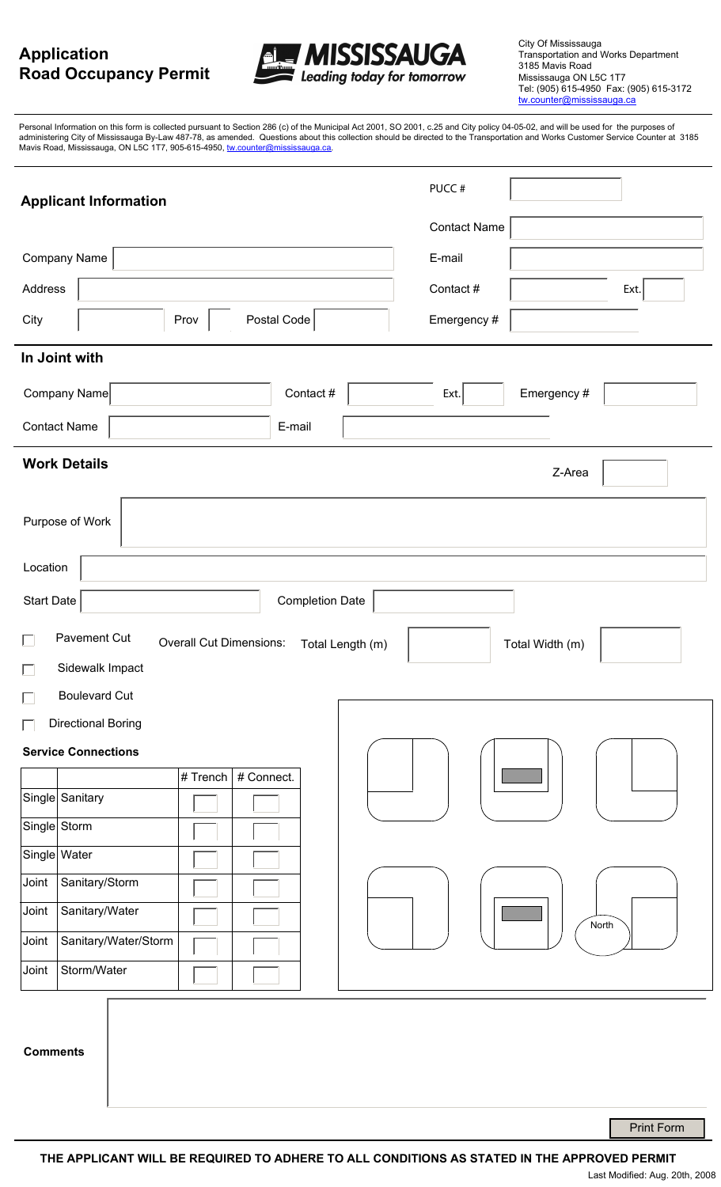# Application Road Occupancy Permit

**MISSISSAUGA**
*Leading today for tomorrow*

City Of Mississauga
Transportation and Works Department
3185 Mavis Road
Mississauga ON L5C 1T7
Tel: (905) 615-4950 Fax: (905) 615-3172
tw.counter@mississauga.ca

Personal Information on this form is collected pursuant to Section 286 (c) of the Municipal Act 2001, SO 2001, c.25 and City policy 04-05-02, and will be used for the purposes of administering City of Mississauga By-Law 487-78, as amended. Questions about this collection should be directed to the Transportation and Works Customer Service Counter at 3185 Mavis Road, Mississauga, ON L5C 1T7, 905-615-4950, tw.counter@mississauga.ca.

## Applicant Information

PUCC #

Contact Name

Company Name

E-mail

Address

Contact # Ext.

City Prov Postal Code

Emergency #

## In Joint with

Company Name Contact # Ext. Emergency #

Contact Name E-mail

## Work Details

Z-Area

Purpose of Work

Location

Start Date Completion Date

☐ Pavement Cut   Overall Cut Dimensions: Total Length (m) Total Width (m)

☐ Sidewalk Impact

☐ Boulevard Cut

☐ Directional Boring

**Service Connections**

| | | # Trench | # Connect. |
|---|---|---|---|
| Single | Sanitary | | |
| Single | Storm | | |
| Single | Water | | |
| Joint | Sanitary/Storm | | |
| Joint | Sanitary/Water | | |
| Joint | Sanitary/Water/Storm | | |
| Joint | Storm/Water | | |

North

**Comments**

Print Form

**THE APPLICANT WILL BE REQUIRED TO ADHERE TO ALL CONDITIONS AS STATED IN THE APPROVED PERMIT**

Last Modified: Aug. 20th, 2008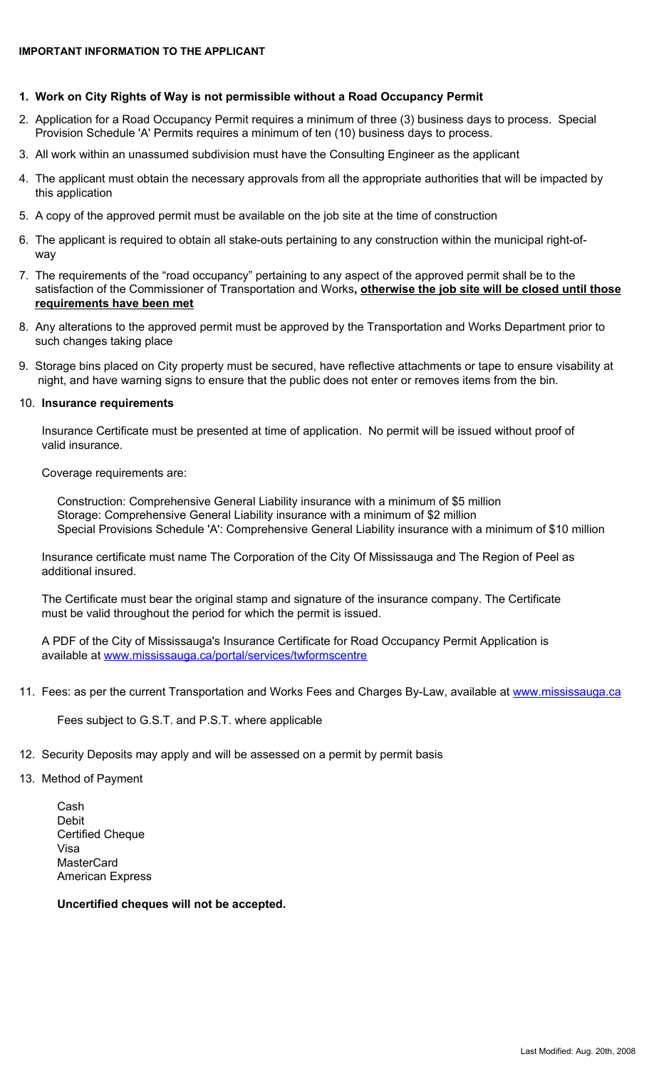**IMPORTANT INFORMATION TO THE APPLICANT**

1. **Work on City Rights of Way is not permissible without a Road Occupancy Permit**
2. Application for a Road Occupancy Permit requires a minimum of three (3) business days to process. Special Provision Schedule 'A' Permits requires a minimum of ten (10) business days to process.
3. All work within an unassumed subdivision must have the Consulting Engineer as the applicant
4. The applicant must obtain the necessary approvals from all the appropriate authorities that will be impacted by this application
5. A copy of the approved permit must be available on the job site at the time of construction
6. The applicant is required to obtain all stake-outs pertaining to any construction within the municipal right-of-way
7. The requirements of the "road occupancy" pertaining to any aspect of the approved permit shall be to the satisfaction of the Commissioner of Transportation and Works**, <u>otherwise the job site will be closed until those requirements have been met</u>**
8. Any alterations to the approved permit must be approved by the Transportation and Works Department prior to such changes taking place
9. Storage bins placed on City property must be secured, have reflective attachments or tape to ensure visability at night, and have warning signs to ensure that the public does not enter or removes items from the bin.
10. **Insurance requirements**

    Insurance Certificate must be presented at time of application. No permit will be issued without proof of valid insurance.

    Coverage requirements are:

    Construction: Comprehensive General Liability insurance with a minimum of $5 million
    Storage: Comprehensive General Liability insurance with a minimum of $2 million
    Special Provisions Schedule 'A': Comprehensive General Liability insurance with a minimum of $10 million

    Insurance certificate must name The Corporation of the City Of Mississauga and The Region of Peel as additional insured.

    The Certificate must bear the original stamp and signature of the insurance company. The Certificate must be valid throughout the period for which the permit is issued.

    A PDF of the City of Mississauga's Insurance Certificate for Road Occupancy Permit Application is available at www.mississauga.ca/portal/services/twformscentre

11. Fees: as per the current Transportation and Works Fees and Charges By-Law, available at www.mississauga.ca

    Fees subject to G.S.T. and P.S.T. where applicable

12. Security Deposits may apply and will be assessed on a permit by permit basis
13. Method of Payment

    Cash
    Debit
    Certified Cheque
    Visa
    MasterCard
    American Express

    **Uncertified cheques will not be accepted.**

Last Modified: Aug. 20th, 2008